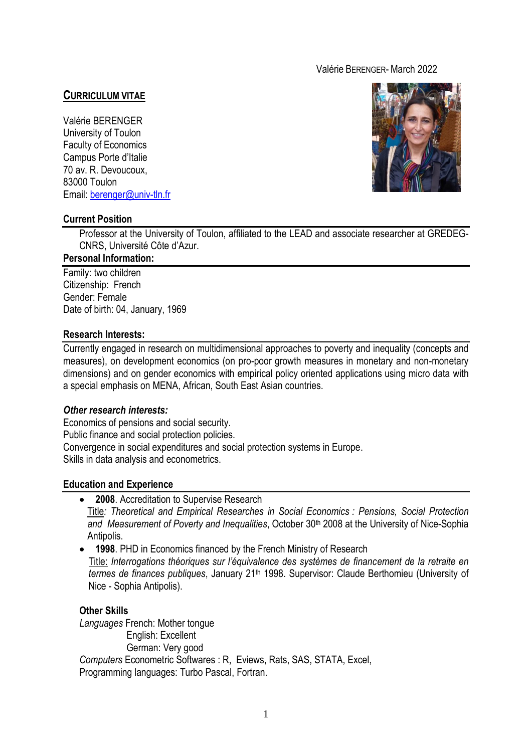Valérie BERENGER- March 2022

# CURRICULUM VITAE

Valérie BERENGER
University of Toulon
Faculty of Economics
Campus Porte d'Italie
70 av. R. Devoucoux,
83000 Toulon
Email: berenger@univ-tln.fr

## Current Position

Professor at the University of Toulon, affiliated to the LEAD and associate researcher at GREDEG-CNRS, Université Côte d'Azur.

## Personal Information:

Family: two children
Citizenship: French
Gender: Female
Date of birth: 04, January, 1969

## Research Interests:

Currently engaged in research on multidimensional approaches to poverty and inequality (concepts and measures), on development economics (on pro-poor growth measures in monetary and non-monetary dimensions) and on gender economics with empirical policy oriented applications using micro data with a special emphasis on MENA, African, South East Asian countries.

### *Other research interests:*

Economics of pensions and social security.
Public finance and social protection policies.
Convergence in social expenditures and social protection systems in Europe.
Skills in data analysis and econometrics.

## Education and Experience

- **2008**. Accreditation to Supervise Research
  Title*: Theoretical and Empirical Researches in Social Economics : Pensions, Social Protection and Measurement of Poverty and Inequalities*, October 30th 2008 at the University of Nice-Sophia Antipolis.
- **1998**. PHD in Economics financed by the French Ministry of Research
  Title: *Interrogations théoriques sur l'équivalence des systèmes de financement de la retraite en termes de finances publiques*, January 21th 1998. Supervisor: Claude Berthomieu (University of Nice - Sophia Antipolis).

### Other Skills

*Languages* French: Mother tongue
English: Excellent
German: Very good

*Computers* Econometric Softwares : R, Eviews, Rats, SAS, STATA, Excel,
Programming languages: Turbo Pascal, Fortran.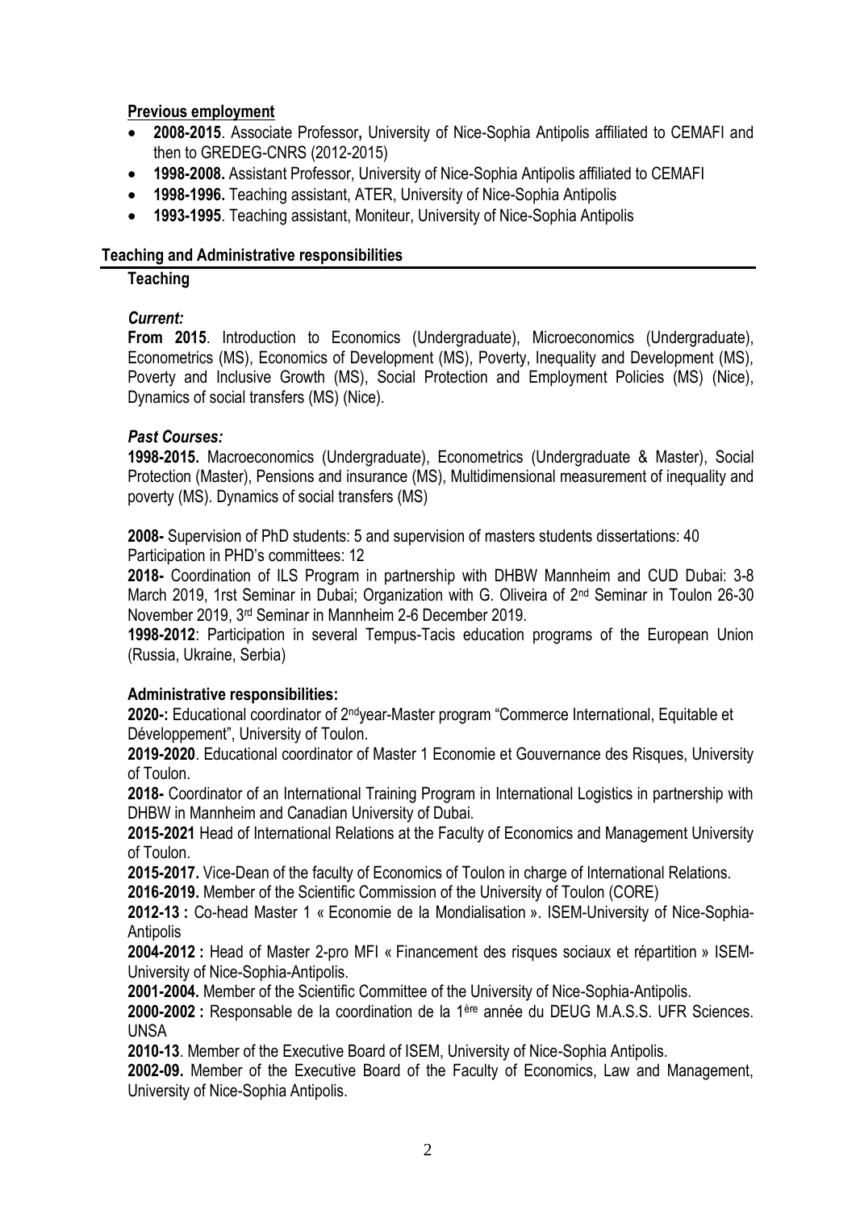## Previous employment

- **2008-2015**. Associate Professor**,** University of Nice-Sophia Antipolis affiliated to CEMAFI and then to GREDEG-CNRS (2012-2015)
- **1998-2008.** Assistant Professor, University of Nice-Sophia Antipolis affiliated to CEMAFI
- **1998-1996.** Teaching assistant, ATER, University of Nice-Sophia Antipolis
- **1993-1995**. Teaching assistant, Moniteur, University of Nice-Sophia Antipolis

## Teaching and Administrative responsibilities

### Teaching

#### *Current:*

**From 2015**. Introduction to Economics (Undergraduate), Microeconomics (Undergraduate), Econometrics (MS), Economics of Development (MS), Poverty, Inequality and Development (MS), Poverty and Inclusive Growth (MS), Social Protection and Employment Policies (MS) (Nice), Dynamics of social transfers (MS) (Nice).

#### *Past Courses:*

**1998-2015.** Macroeconomics (Undergraduate), Econometrics (Undergraduate & Master), Social Protection (Master), Pensions and insurance (MS), Multidimensional measurement of inequality and poverty (MS). Dynamics of social transfers (MS)

**2008-** Supervision of PhD students: 5 and supervision of masters students dissertations: 40
Participation in PHD's committees: 12

**2018-** Coordination of ILS Program in partnership with DHBW Mannheim and CUD Dubai: 3-8 March 2019, 1rst Seminar in Dubai; Organization with G. Oliveira of 2nd Seminar in Toulon 26-30 November 2019, 3rd Seminar in Mannheim 2-6 December 2019.

**1998-2012**: Participation in several Tempus-Tacis education programs of the European Union (Russia, Ukraine, Serbia)

### Administrative responsibilities:

**2020-:** Educational coordinator of 2nd year-Master program "Commerce International, Equitable et Développement", University of Toulon.

**2019-2020**. Educational coordinator of Master 1 Economie et Gouvernance des Risques, University of Toulon.

**2018-** Coordinator of an International Training Program in International Logistics in partnership with DHBW in Mannheim and Canadian University of Dubai.

**2015-2021** Head of International Relations at the Faculty of Economics and Management University of Toulon.

**2015-2017.** Vice-Dean of the faculty of Economics of Toulon in charge of International Relations.

**2016-2019.** Member of the Scientific Commission of the University of Toulon (CORE)

**2012-13 :** Co-head Master 1 « Economie de la Mondialisation ». ISEM-University of Nice-Sophia-Antipolis

**2004-2012 :** Head of Master 2-pro MFI « Financement des risques sociaux et répartition » ISEM-University of Nice-Sophia-Antipolis.

**2001-2004.** Member of the Scientific Committee of the University of Nice-Sophia-Antipolis.

**2000-2002 :** Responsable de la coordination de la 1ère année du DEUG M.A.S.S. UFR Sciences. UNSA

**2010-13**. Member of the Executive Board of ISEM, University of Nice-Sophia Antipolis.

**2002-09.** Member of the Executive Board of the Faculty of Economics, Law and Management, University of Nice-Sophia Antipolis.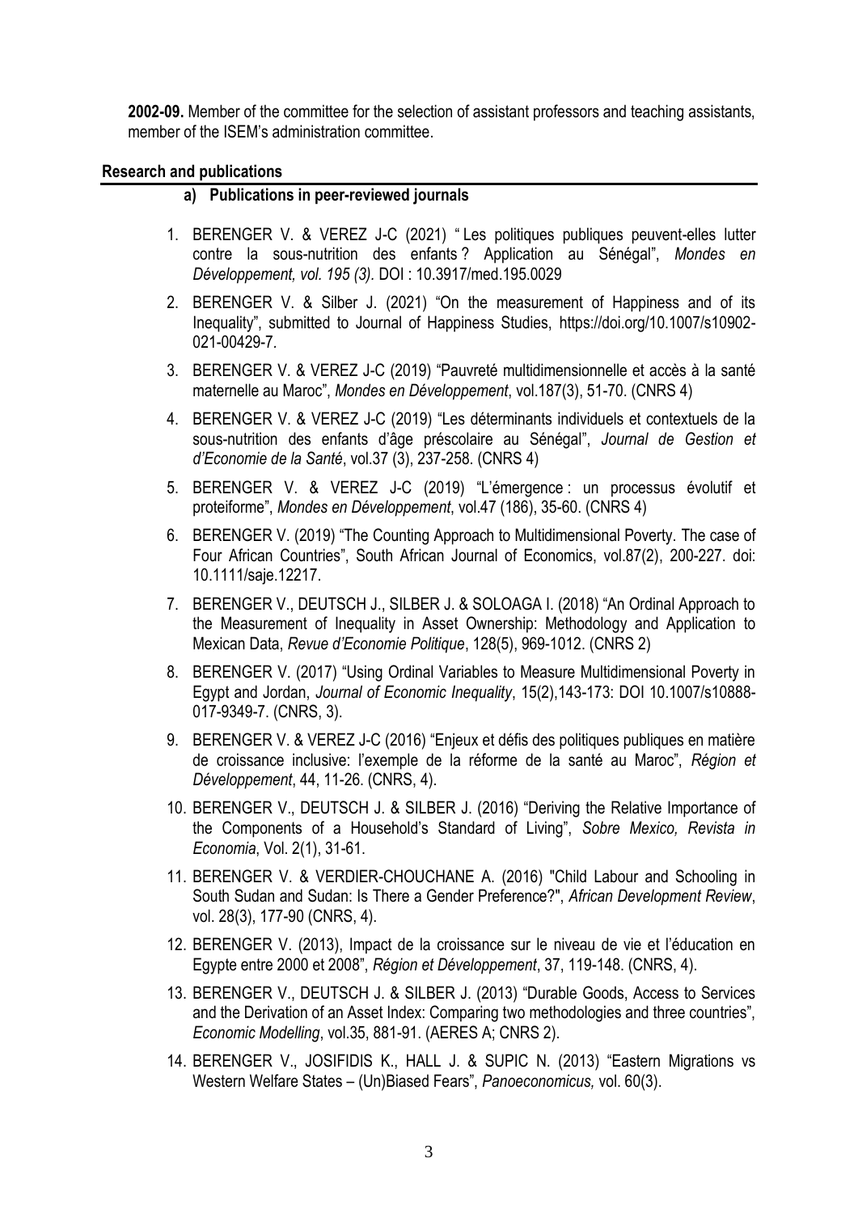**2002-09.** Member of the committee for the selection of assistant professors and teaching assistants, member of the ISEM's administration committee.

## Research and publications

### a) Publications in peer-reviewed journals

1. BERENGER V. & VEREZ J-C (2021) " Les politiques publiques peuvent-elles lutter contre la sous-nutrition des enfants ? Application au Sénégal", *Mondes en Développement, vol. 195 (3).* DOI : 10.3917/med.195.0029
2. BERENGER V. & Silber J. (2021) "On the measurement of Happiness and of its Inequality", submitted to Journal of Happiness Studies, https://doi.org/10.1007/s10902-021-00429-7.
3. BERENGER V. & VEREZ J-C (2019) "Pauvreté multidimensionnelle et accès à la santé maternelle au Maroc", *Mondes en Développement*, vol.187(3), 51-70. (CNRS 4)
4. BERENGER V. & VEREZ J-C (2019) "Les déterminants individuels et contextuels de la sous-nutrition des enfants d'âge préscolaire au Sénégal", *Journal de Gestion et d'Economie de la Santé*, vol.37 (3), 237-258. (CNRS 4)
5. BERENGER V. & VEREZ J-C (2019) "L'émergence : un processus évolutif et proteiforme", *Mondes en Développement*, vol.47 (186), 35-60. (CNRS 4)
6. BERENGER V. (2019) "The Counting Approach to Multidimensional Poverty. The case of Four African Countries", South African Journal of Economics, vol.87(2), 200-227. doi: 10.1111/saje.12217.
7. BERENGER V., DEUTSCH J., SILBER J. & SOLOAGA I. (2018) "An Ordinal Approach to the Measurement of Inequality in Asset Ownership: Methodology and Application to Mexican Data, *Revue d'Economie Politique*, 128(5), 969-1012. (CNRS 2)
8. BERENGER V. (2017) "Using Ordinal Variables to Measure Multidimensional Poverty in Egypt and Jordan, *Journal of Economic Inequality*, 15(2),143-173: DOI 10.1007/s10888-017-9349-7. (CNRS, 3).
9. BERENGER V. & VEREZ J-C (2016) "Enjeux et défis des politiques publiques en matière de croissance inclusive: l'exemple de la réforme de la santé au Maroc", *Région et Développement*, 44, 11-26. (CNRS, 4).
10. BERENGER V., DEUTSCH J. & SILBER J. (2016) "Deriving the Relative Importance of the Components of a Household's Standard of Living", *Sobre Mexico, Revista in Economia*, Vol. 2(1), 31-61.
11. BERENGER V. & VERDIER-CHOUCHANE A. (2016) "Child Labour and Schooling in South Sudan and Sudan: Is There a Gender Preference?", *African Development Review*, vol. 28(3), 177-90 (CNRS, 4).
12. BERENGER V. (2013), Impact de la croissance sur le niveau de vie et l'éducation en Egypte entre 2000 et 2008", *Région et Développement*, 37, 119-148. (CNRS, 4).
13. BERENGER V., DEUTSCH J. & SILBER J. (2013) "Durable Goods, Access to Services and the Derivation of an Asset Index: Comparing two methodologies and three countries", *Economic Modelling*, vol.35, 881-91. (AERES A; CNRS 2).
14. BERENGER V., JOSIFIDIS K., HALL J. & SUPIC N. (2013) "Eastern Migrations vs Western Welfare States – (Un)Biased Fears", *Panoeconomicus,* vol. 60(3).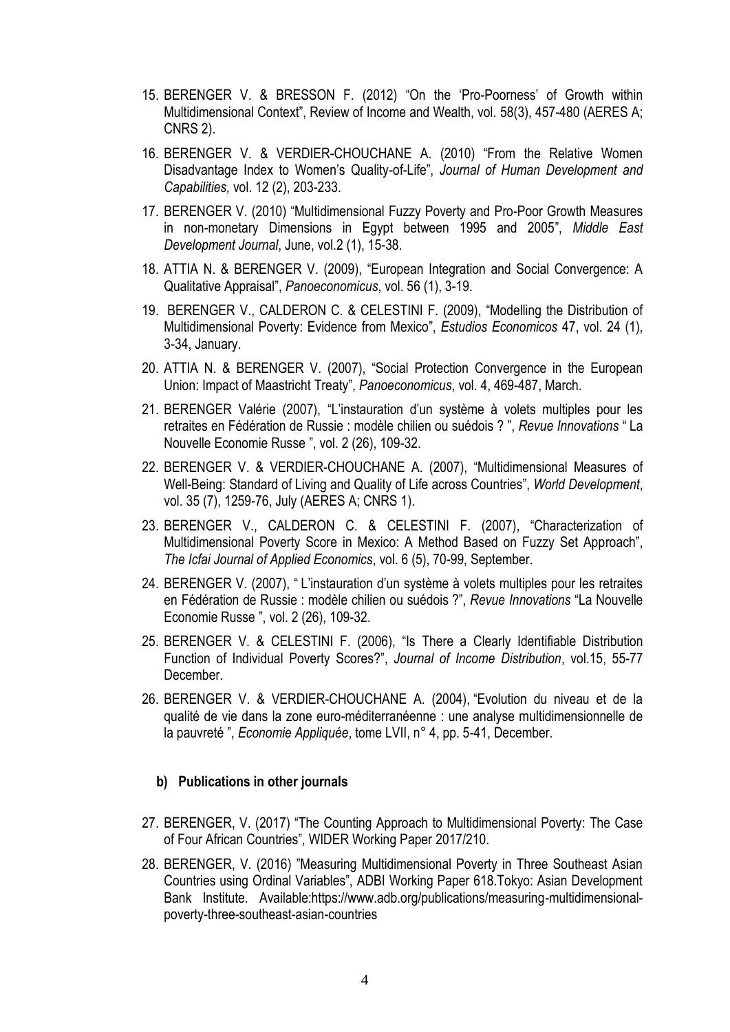15. BERENGER V. & BRESSON F. (2012) "On the 'Pro-Poorness' of Growth within Multidimensional Context", Review of Income and Wealth, vol. 58(3), 457-480 (AERES A; CNRS 2).
16. BERENGER V. & VERDIER-CHOUCHANE A. (2010) "From the Relative Women Disadvantage Index to Women's Quality-of-Life", *Journal of Human Development and Capabilities,* vol. 12 (2), 203-233.
17. BERENGER V. (2010) "Multidimensional Fuzzy Poverty and Pro-Poor Growth Measures in non-monetary Dimensions in Egypt between 1995 and 2005", *Middle East Development Journal*, June, vol.2 (1), 15-38.
18. ATTIA N. & BERENGER V. (2009), "European Integration and Social Convergence: A Qualitative Appraisal", *Panoeconomicus*, vol. 56 (1), 3-19.
19. BERENGER V., CALDERON C. & CELESTINI F. (2009), "Modelling the Distribution of Multidimensional Poverty: Evidence from Mexico", *Estudios Economicos* 47, vol. 24 (1), 3-34, January.
20. ATTIA N. & BERENGER V. (2007), "Social Protection Convergence in the European Union: Impact of Maastricht Treaty", *Panoeconomicus*, vol. 4, 469-487, March.
21. BERENGER Valérie (2007), "L'instauration d'un système à volets multiples pour les retraites en Fédération de Russie : modèle chilien ou suédois ? ", *Revue Innovations* " La Nouvelle Economie Russe ", vol. 2 (26), 109-32.
22. BERENGER V. & VERDIER-CHOUCHANE A. (2007), "Multidimensional Measures of Well-Being: Standard of Living and Quality of Life across Countries", *World Development*, vol. 35 (7), 1259-76, July (AERES A; CNRS 1).
23. BERENGER V., CALDERON C. & CELESTINI F. (2007), "Characterization of Multidimensional Poverty Score in Mexico: A Method Based on Fuzzy Set Approach", *The Icfai Journal of Applied Economics*, vol. 6 (5), 70-99, September.
24. BERENGER V. (2007), " L'instauration d'un système à volets multiples pour les retraites en Fédération de Russie : modèle chilien ou suédois ?", *Revue Innovations* "La Nouvelle Economie Russe ", vol. 2 (26), 109-32.
25. BERENGER V. & CELESTINI F. (2006), "Is There a Clearly Identifiable Distribution Function of Individual Poverty Scores?", *Journal of Income Distribution*, vol.15, 55-77 December.
26. BERENGER V. & VERDIER-CHOUCHANE A. (2004), "Evolution du niveau et de la qualité de vie dans la zone euro-méditerranéenne : une analyse multidimensionnelle de la pauvreté ", *Economie Appliquée*, tome LVII, n° 4, pp. 5-41, December.

**b) Publications in other journals**

27. BERENGER, V. (2017) "The Counting Approach to Multidimensional Poverty: The Case of Four African Countries", WIDER Working Paper 2017/210.
28. BERENGER, V. (2016) "Measuring Multidimensional Poverty in Three Southeast Asian Countries using Ordinal Variables", ADBI Working Paper 618.Tokyo: Asian Development Bank Institute. Available:https://www.adb.org/publications/measuring-multidimensional-poverty-three-southeast-asian-countries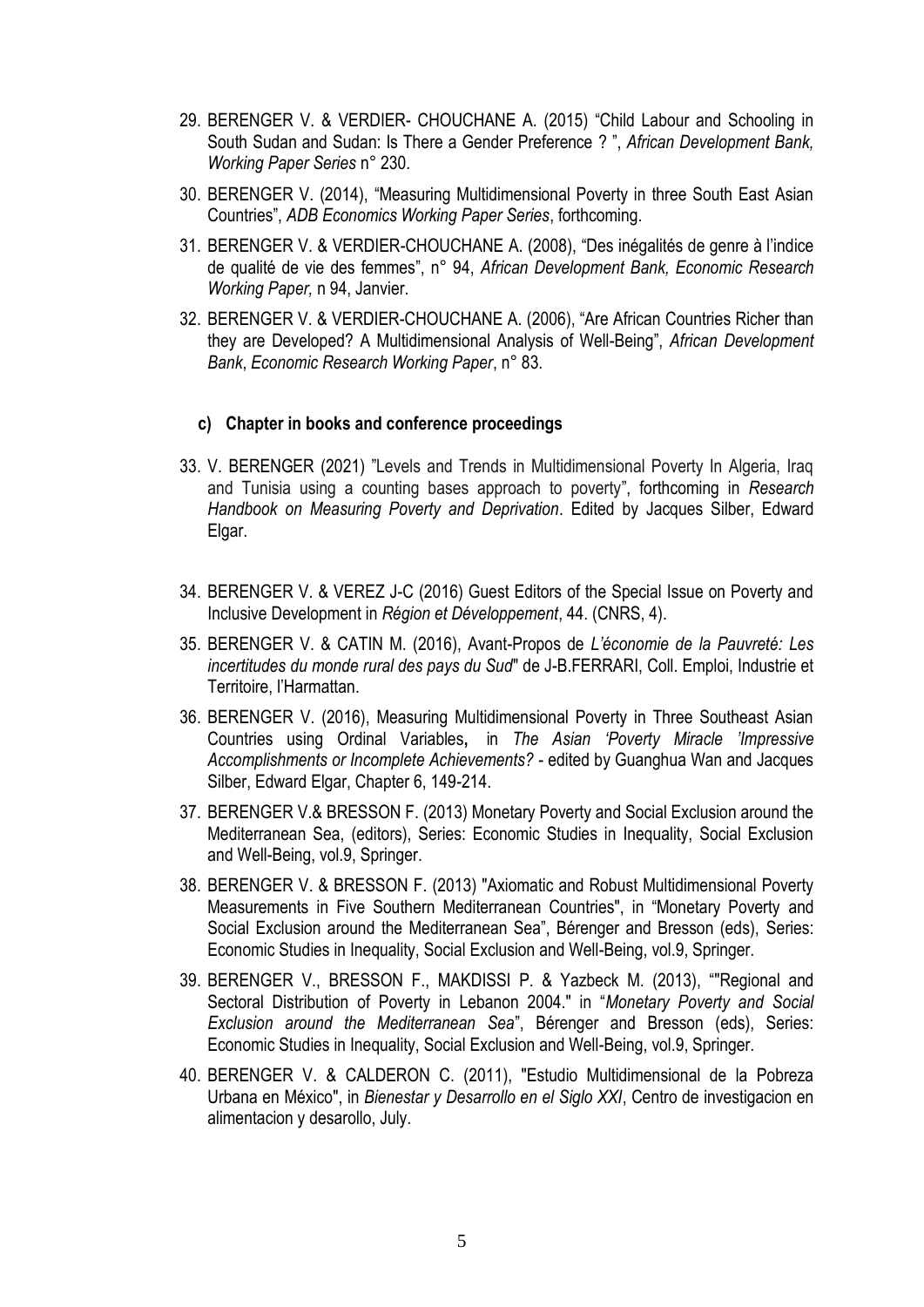29. BERENGER V. & VERDIER- CHOUCHANE A. (2015) "Child Labour and Schooling in South Sudan and Sudan: Is There a Gender Preference ? ", *African Development Bank, Working Paper Series* n° 230.
30. BERENGER V. (2014), "Measuring Multidimensional Poverty in three South East Asian Countries", *ADB Economics Working Paper Series*, forthcoming.
31. BERENGER V. & VERDIER-CHOUCHANE A. (2008), "Des inégalités de genre à l'indice de qualité de vie des femmes", n° 94, *African Development Bank, Economic Research Working Paper,* n 94, Janvier.
32. BERENGER V. & VERDIER-CHOUCHANE A. (2006), "Are African Countries Richer than they are Developed? A Multidimensional Analysis of Well-Being", *African Development Bank*, *Economic Research Working Paper*, n° 83.

**c) Chapter in books and conference proceedings**

33. V. BERENGER (2021) "Levels and Trends in Multidimensional Poverty In Algeria, Iraq and Tunisia using a counting bases approach to poverty", forthcoming in *Research Handbook on Measuring Poverty and Deprivation*. Edited by Jacques Silber, Edward Elgar.
34. BERENGER V. & VEREZ J-C (2016) Guest Editors of the Special Issue on Poverty and Inclusive Development in *Région et Développement*, 44. (CNRS, 4).
35. BERENGER V. & CATIN M. (2016), Avant-Propos de *L'économie de la Pauvreté: Les incertitudes du monde rural des pays du Sud*" de J-B.FERRARI, Coll. Emploi, Industrie et Territoire, l'Harmattan.
36. BERENGER V. (2016), Measuring Multidimensional Poverty in Three Southeast Asian Countries using Ordinal Variables**,** in *The Asian 'Poverty Miracle 'Impressive Accomplishments or Incomplete Achievements?* - edited by Guanghua Wan and Jacques Silber, Edward Elgar, Chapter 6, 149-214.
37. BERENGER V.& BRESSON F. (2013) Monetary Poverty and Social Exclusion around the Mediterranean Sea, (editors), Series: Economic Studies in Inequality, Social Exclusion and Well-Being, vol.9, Springer.
38. BERENGER V. & BRESSON F. (2013) "Axiomatic and Robust Multidimensional Poverty Measurements in Five Southern Mediterranean Countries", in "Monetary Poverty and Social Exclusion around the Mediterranean Sea", Bérenger and Bresson (eds), Series: Economic Studies in Inequality, Social Exclusion and Well-Being, vol.9, Springer.
39. BERENGER V., BRESSON F., MAKDISSI P. & Yazbeck M. (2013), ""Regional and Sectoral Distribution of Poverty in Lebanon 2004." in "*Monetary Poverty and Social Exclusion around the Mediterranean Sea*", Bérenger and Bresson (eds), Series: Economic Studies in Inequality, Social Exclusion and Well-Being, vol.9, Springer.
40. BERENGER V. & CALDERON C. (2011), "Estudio Multidimensional de la Pobreza Urbana en México", in *Bienestar y Desarrollo en el Siglo XXI*, Centro de investigacion en alimentacion y desarollo, July.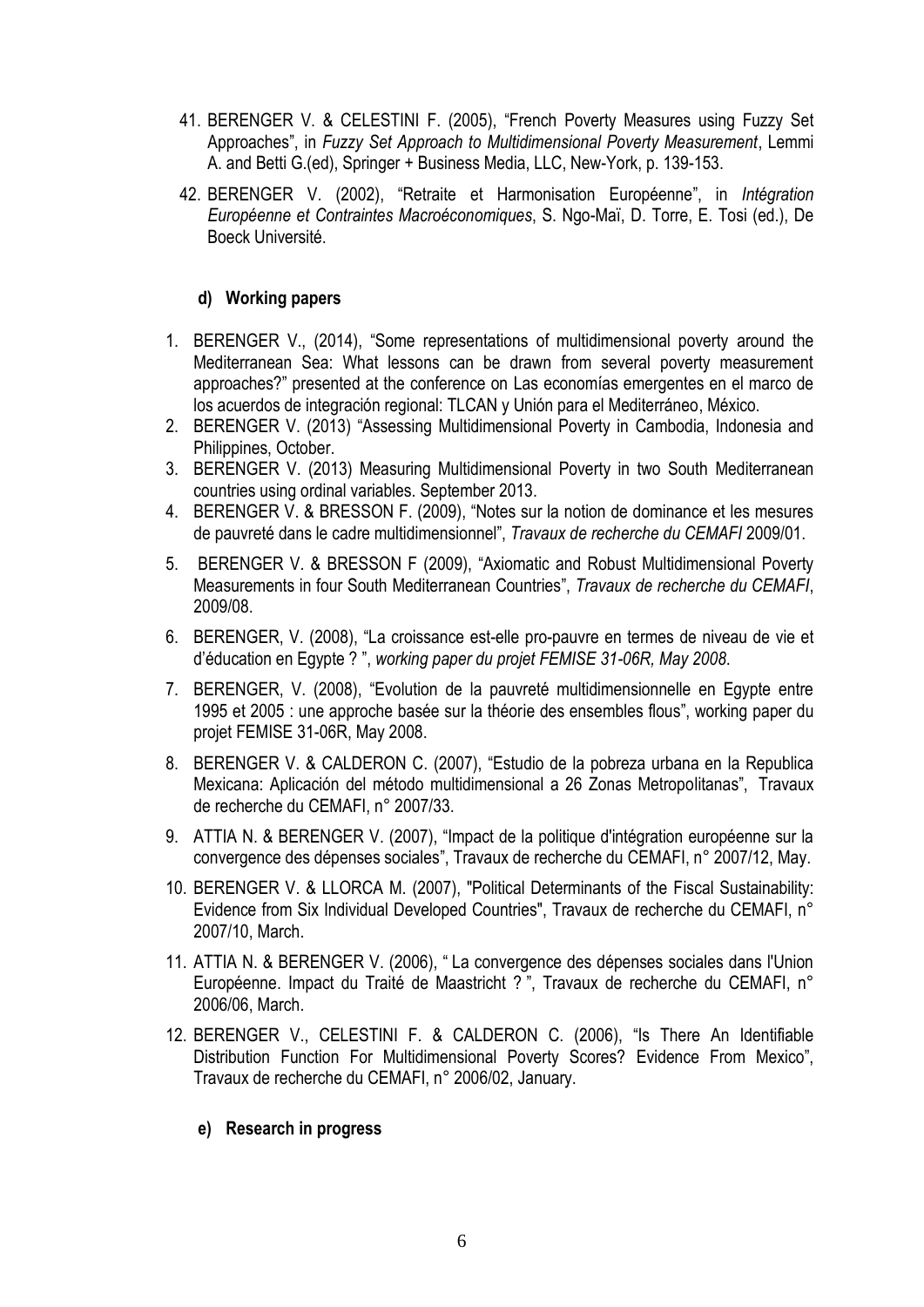41. BERENGER V. & CELESTINI F. (2005), "French Poverty Measures using Fuzzy Set Approaches", in *Fuzzy Set Approach to Multidimensional Poverty Measurement*, Lemmi A. and Betti G.(ed), Springer + Business Media, LLC, New-York, p. 139-153.
42. BERENGER V. (2002), "Retraite et Harmonisation Européenne", in *Intégration Européenne et Contraintes Macroéconomiques*, S. Ngo-Maï, D. Torre, E. Tosi (ed.), De Boeck Université.

#### d) Working papers

1. BERENGER V., (2014), "Some representations of multidimensional poverty around the Mediterranean Sea: What lessons can be drawn from several poverty measurement approaches?" presented at the conference on Las economías emergentes en el marco de los acuerdos de integración regional: TLCAN y Unión para el Mediterráneo, México.
2. BERENGER V. (2013) "Assessing Multidimensional Poverty in Cambodia, Indonesia and Philippines, October.
3. BERENGER V. (2013) Measuring Multidimensional Poverty in two South Mediterranean countries using ordinal variables. September 2013.
4. BERENGER V. & BRESSON F. (2009), "Notes sur la notion de dominance et les mesures de pauvreté dans le cadre multidimensionnel", *Travaux de recherche du CEMAFI* 2009/01.
5. BERENGER V. & BRESSON F (2009), "Axiomatic and Robust Multidimensional Poverty Measurements in four South Mediterranean Countries", *Travaux de recherche du CEMAFI*, 2009/08.
6. BERENGER, V. (2008), "La croissance est-elle pro-pauvre en termes de niveau de vie et d'éducation en Egypte ? ", *working paper du projet FEMISE 31-06R, May 2008*.
7. BERENGER, V. (2008), "Evolution de la pauvreté multidimensionnelle en Egypte entre 1995 et 2005 : une approche basée sur la théorie des ensembles flous", working paper du projet FEMISE 31-06R, May 2008.
8. BERENGER V. & CALDERON C. (2007), "Estudio de la pobreza urbana en la Republica Mexicana: Aplicación del método multidimensional a 26 Zonas Metropolitanas", Travaux de recherche du CEMAFI, n° 2007/33.
9. ATTIA N. & BERENGER V. (2007), "Impact de la politique d'intégration européenne sur la convergence des dépenses sociales", Travaux de recherche du CEMAFI, n° 2007/12, May.
10. BERENGER V. & LLORCA M. (2007), "Political Determinants of the Fiscal Sustainability: Evidence from Six Individual Developed Countries", Travaux de recherche du CEMAFI, n° 2007/10, March.
11. ATTIA N. & BERENGER V. (2006), " La convergence des dépenses sociales dans l'Union Européenne. Impact du Traité de Maastricht ? ", Travaux de recherche du CEMAFI, n° 2006/06, March.
12. BERENGER V., CELESTINI F. & CALDERON C. (2006), "Is There An Identifiable Distribution Function For Multidimensional Poverty Scores? Evidence From Mexico", Travaux de recherche du CEMAFI, n° 2006/02, January.

#### e) Research in progress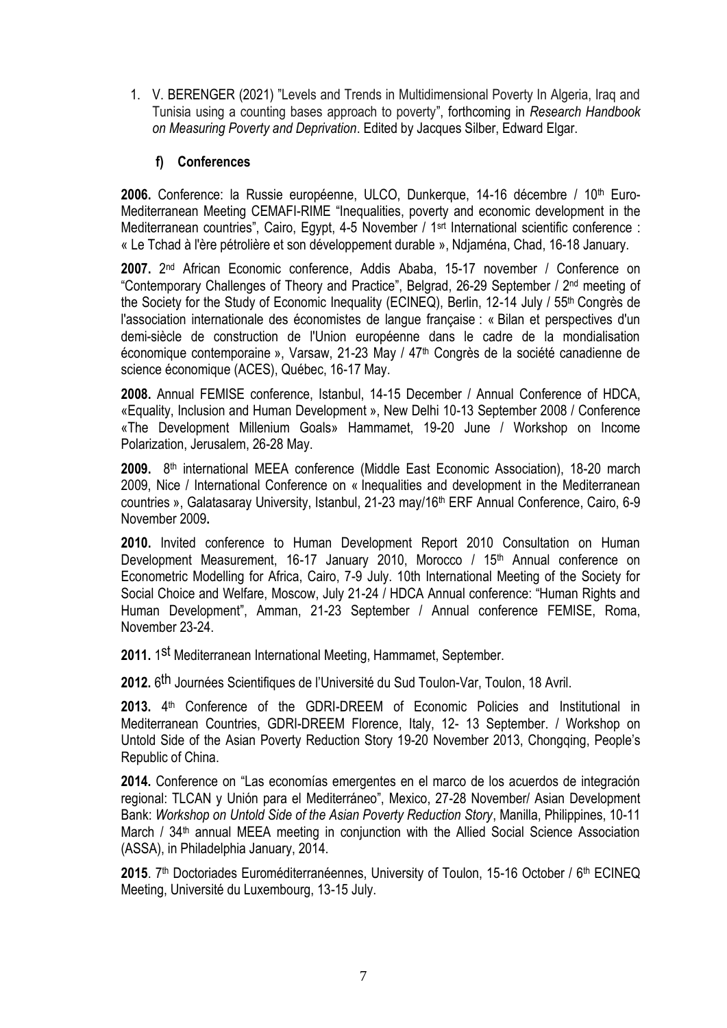1. V. BERENGER (2021) "Levels and Trends in Multidimensional Poverty In Algeria, Iraq and Tunisia using a counting bases approach to poverty", forthcoming in *Research Handbook on Measuring Poverty and Deprivation*. Edited by Jacques Silber, Edward Elgar.

### f) Conferences

**2006.** Conference: la Russie européenne, ULCO, Dunkerque, 14-16 décembre / 10th Euro-Mediterranean Meeting CEMAFI-RIME "Inequalities, poverty and economic development in the Mediterranean countries", Cairo, Egypt, 4-5 November / 1srt International scientific conference : « Le Tchad à l'ère pétrolière et son développement durable », Ndjaména, Chad, 16-18 January.

**2007.** 2nd African Economic conference, Addis Ababa, 15-17 november / Conference on "Contemporary Challenges of Theory and Practice", Belgrad, 26-29 September / 2nd meeting of the Society for the Study of Economic Inequality (ECINEQ), Berlin, 12-14 July / 55th Congrès de l'association internationale des économistes de langue française : « Bilan et perspectives d'un demi-siècle de construction de l'Union européenne dans le cadre de la mondialisation économique contemporaine », Varsaw, 21-23 May / 47th Congrès de la société canadienne de science économique (ACES), Québec, 16-17 May.

**2008.** Annual FEMISE conference, Istanbul, 14-15 December / Annual Conference of HDCA, «Equality, Inclusion and Human Development », New Delhi 10-13 September 2008 / Conference «The Development Millenium Goals» Hammamet, 19-20 June / Workshop on Income Polarization, Jerusalem, 26-28 May.

**2009.** 8th international MEEA conference (Middle East Economic Association), 18-20 march 2009, Nice / International Conference on « Inequalities and development in the Mediterranean countries », Galatasaray University, Istanbul, 21-23 may/16th ERF Annual Conference, Cairo, 6-9 November 2009**.**

**2010.** Invited conference to Human Development Report 2010 Consultation on Human Development Measurement, 16-17 January 2010, Morocco / 15th Annual conference on Econometric Modelling for Africa, Cairo, 7-9 July. 10th International Meeting of the Society for Social Choice and Welfare, Moscow, July 21-24 / HDCA Annual conference: "Human Rights and Human Development", Amman, 21-23 September / Annual conference FEMISE, Roma, November 23-24.

**2011.** 1st Mediterranean International Meeting, Hammamet, September.

**2012.** 6th Journées Scientifiques de l'Université du Sud Toulon-Var, Toulon, 18 Avril.

**2013.** 4th Conference of the GDRI-DREEM of Economic Policies and Institutional in Mediterranean Countries, GDRI-DREEM Florence, Italy, 12- 13 September. / Workshop on Untold Side of the Asian Poverty Reduction Story 19-20 November 2013, Chongqing, People's Republic of China.

**2014.** Conference on "Las economías emergentes en el marco de los acuerdos de integración regional: TLCAN y Unión para el Mediterráneo", Mexico, 27-28 November/ Asian Development Bank: *Workshop on Untold Side of the Asian Poverty Reduction Story*, Manilla, Philippines, 10-11 March / 34th annual MEEA meeting in conjunction with the Allied Social Science Association (ASSA), in Philadelphia January, 2014.

**2015**. 7th Doctoriades Euroméditerranéennes, University of Toulon, 15-16 October / 6th ECINEQ Meeting, Université du Luxembourg, 13-15 July.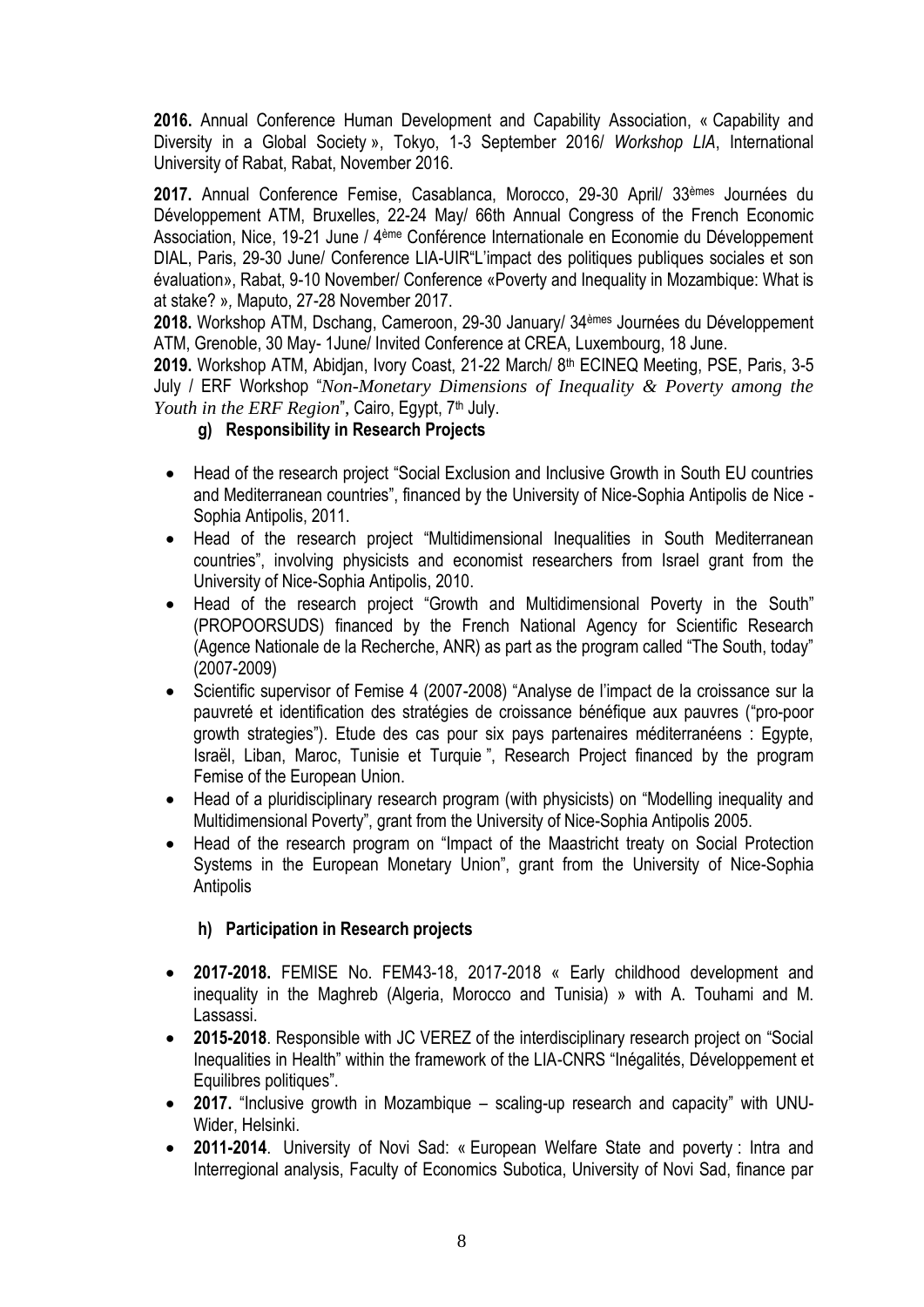**2016.** Annual Conference Human Development and Capability Association, « Capability and Diversity in a Global Society », Tokyo, 1-3 September 2016/ *Workshop LIA*, International University of Rabat, Rabat, November 2016.

**2017.** Annual Conference Femise, Casablanca, Morocco, 29-30 April/ 33[èmes] Journées du Développement ATM, Bruxelles, 22-24 May/ 66th Annual Congress of the French Economic Association, Nice, 19-21 June / 4[ème] Conférence Internationale en Economie du Développement DIAL, Paris, 29-30 June/ Conference LIA-UIR"L'impact des politiques publiques sociales et son évaluation», Rabat, 9-10 November/ Conference «Poverty and Inequality in Mozambique: What is at stake? », Maputo, 27-28 November 2017.

**2018.** Workshop ATM, Dschang, Cameroon, 29-30 January/ 34[èmes] Journées du Développement ATM, Grenoble, 30 May- 1June/ Invited Conference at CREA, Luxembourg, 18 June.

**2019.** Workshop ATM, Abidjan, Ivory Coast, 21-22 March/ 8[th] ECINEQ Meeting, PSE, Paris, 3-5 July / ERF Workshop "*Non-Monetary Dimensions of Inequality & Poverty among the Youth in the ERF Region*", Cairo, Egypt, 7[th] July.

### g) Responsibility in Research Projects

- Head of the research project "Social Exclusion and Inclusive Growth in South EU countries and Mediterranean countries", financed by the University of Nice-Sophia Antipolis de Nice - Sophia Antipolis, 2011.
- Head of the research project "Multidimensional Inequalities in South Mediterranean countries", involving physicists and economist researchers from Israel grant from the University of Nice-Sophia Antipolis, 2010.
- Head of the research project "Growth and Multidimensional Poverty in the South" (PROPOORSUDS) financed by the French National Agency for Scientific Research (Agence Nationale de la Recherche, ANR) as part as the program called "The South, today" (2007-2009)
- Scientific supervisor of Femise 4 (2007-2008) "Analyse de l'impact de la croissance sur la pauvreté et identification des stratégies de croissance bénéfique aux pauvres ("pro-poor growth strategies"). Etude des cas pour six pays partenaires méditerranéens : Egypte, Israël, Liban, Maroc, Tunisie et Turquie ", Research Project financed by the program Femise of the European Union.
- Head of a pluridisciplinary research program (with physicists) on "Modelling inequality and Multidimensional Poverty", grant from the University of Nice-Sophia Antipolis 2005.
- Head of the research program on "Impact of the Maastricht treaty on Social Protection Systems in the European Monetary Union", grant from the University of Nice-Sophia Antipolis

### h) Participation in Research projects

- **2017-2018.** FEMISE No. FEM43-18, 2017-2018 « Early childhood development and inequality in the Maghreb (Algeria, Morocco and Tunisia) » with A. Touhami and M. Lassassi.
- **2015-2018**. Responsible with JC VEREZ of the interdisciplinary research project on "Social Inequalities in Health" within the framework of the LIA-CNRS "Inégalités, Développement et Equilibres politiques".
- **2017.** "Inclusive growth in Mozambique – scaling-up research and capacity" with UNU-Wider, Helsinki.
- **2011-2014**. University of Novi Sad: « European Welfare State and poverty : Intra and Interregional analysis, Faculty of Economics Subotica, University of Novi Sad, finance par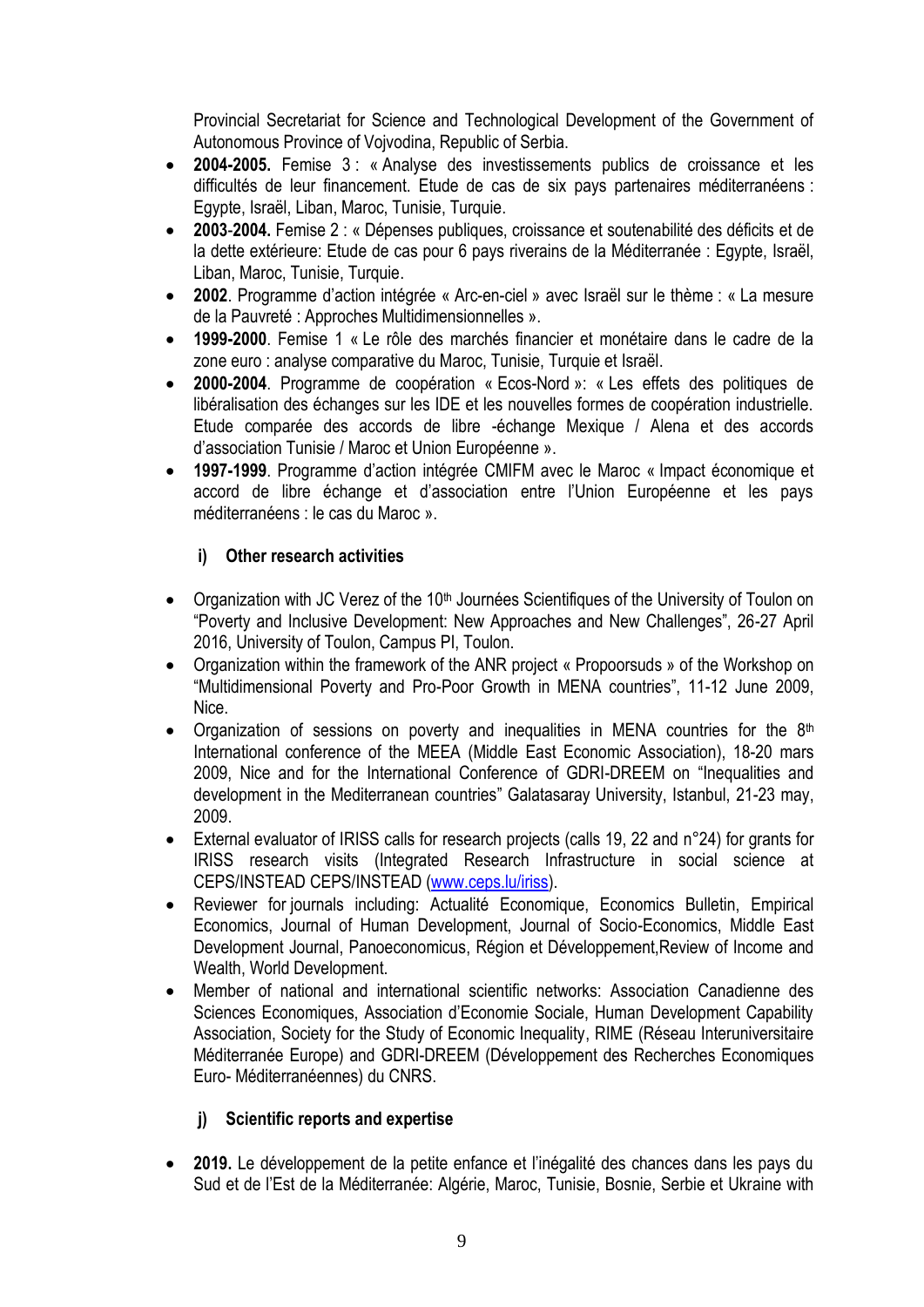Provincial Secretariat for Science and Technological Development of the Government of Autonomous Province of Vojvodina, Republic of Serbia.

- **2004-2005.** Femise 3 : « Analyse des investissements publics de croissance et les difficultés de leur financement. Etude de cas de six pays partenaires méditerranéens : Egypte, Israël, Liban, Maroc, Tunisie, Turquie.
- **2003-2004.** Femise 2 : « Dépenses publiques, croissance et soutenabilité des déficits et de la dette extérieure: Etude de cas pour 6 pays riverains de la Méditerranée : Egypte, Israël, Liban, Maroc, Tunisie, Turquie.
- **2002**. Programme d'action intégrée « Arc-en-ciel » avec Israël sur le thème : « La mesure de la Pauvreté : Approches Multidimensionnelles ».
- **1999-2000**. Femise 1 « Le rôle des marchés financier et monétaire dans le cadre de la zone euro : analyse comparative du Maroc, Tunisie, Turquie et Israël.
- **2000-2004**. Programme de coopération « Ecos-Nord »: « Les effets des politiques de libéralisation des échanges sur les IDE et les nouvelles formes de coopération industrielle. Etude comparée des accords de libre -échange Mexique / Alena et des accords d'association Tunisie / Maroc et Union Européenne ».
- **1997-1999**. Programme d'action intégrée CMIFM avec le Maroc « Impact économique et accord de libre échange et d'association entre l'Union Européenne et les pays méditerranéens : le cas du Maroc ».

### i) Other research activities

- Organization with JC Verez of the 10th Journées Scientifiques of the University of Toulon on "Poverty and Inclusive Development: New Approaches and New Challenges", 26-27 April 2016, University of Toulon, Campus PI, Toulon.
- Organization within the framework of the ANR project « Propoorsuds » of the Workshop on "Multidimensional Poverty and Pro-Poor Growth in MENA countries", 11-12 June 2009, Nice.
- Organization of sessions on poverty and inequalities in MENA countries for the 8th International conference of the MEEA (Middle East Economic Association), 18-20 mars 2009, Nice and for the International Conference of GDRI-DREEM on "Inequalities and development in the Mediterranean countries" Galatasaray University, Istanbul, 21-23 may, 2009.
- External evaluator of IRISS calls for research projects (calls 19, 22 and n°24) for grants for IRISS research visits (Integrated Research Infrastructure in social science at CEPS/INSTEAD CEPS/INSTEAD (www.ceps.lu/iriss).
- Reviewer for journals including: Actualité Economique, Economics Bulletin, Empirical Economics, Journal of Human Development, Journal of Socio-Economics, Middle East Development Journal, Panoeconomicus, Région et Développement,Review of Income and Wealth, World Development.
- Member of national and international scientific networks: Association Canadienne des Sciences Economiques, Association d'Economie Sociale, Human Development Capability Association, Society for the Study of Economic Inequality, RIME (Réseau Interuniversitaire Méditerranée Europe) and GDRI-DREEM (Développement des Recherches Economiques Euro- Méditerranéennes) du CNRS.

### j) Scientific reports and expertise

- **2019.** Le développement de la petite enfance et l'inégalité des chances dans les pays du Sud et de l'Est de la Méditerranée: Algérie, Maroc, Tunisie, Bosnie, Serbie et Ukraine with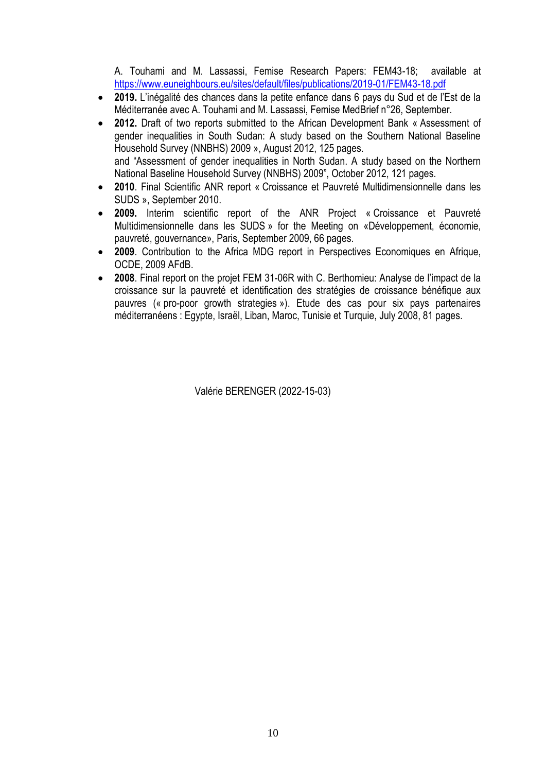A. Touhami and M. Lassassi, Femise Research Papers: FEM43-18; available at https://www.euneighbours.eu/sites/default/files/publications/2019-01/FEM43-18.pdf

- **2019.** L'inégalité des chances dans la petite enfance dans 6 pays du Sud et de l'Est de la Méditerranée avec A. Touhami and M. Lassassi, Femise MedBrief n°26, September.
- **2012.** Draft of two reports submitted to the African Development Bank « Assessment of gender inequalities in South Sudan: A study based on the Southern National Baseline Household Survey (NNBHS) 2009 », August 2012, 125 pages.
  and "Assessment of gender inequalities in North Sudan. A study based on the Northern National Baseline Household Survey (NNBHS) 2009", October 2012, 121 pages.
- **2010**. Final Scientific ANR report « Croissance et Pauvreté Multidimensionnelle dans les SUDS », September 2010.
- **2009.** Interim scientific report of the ANR Project « Croissance et Pauvreté Multidimensionnelle dans les SUDS » for the Meeting on «Développement, économie, pauvreté, gouvernance», Paris, September 2009, 66 pages.
- **2009**. Contribution to the Africa MDG report in Perspectives Economiques en Afrique, OCDE, 2009 AFdB.
- **2008**. Final report on the projet FEM 31-06R with C. Berthomieu: Analyse de l'impact de la croissance sur la pauvreté et identification des stratégies de croissance bénéfique aux pauvres (« pro-poor growth strategies »). Etude des cas pour six pays partenaires méditerranéens : Egypte, Israël, Liban, Maroc, Tunisie et Turquie, July 2008, 81 pages.

Valérie BERENGER (2022-15-03)